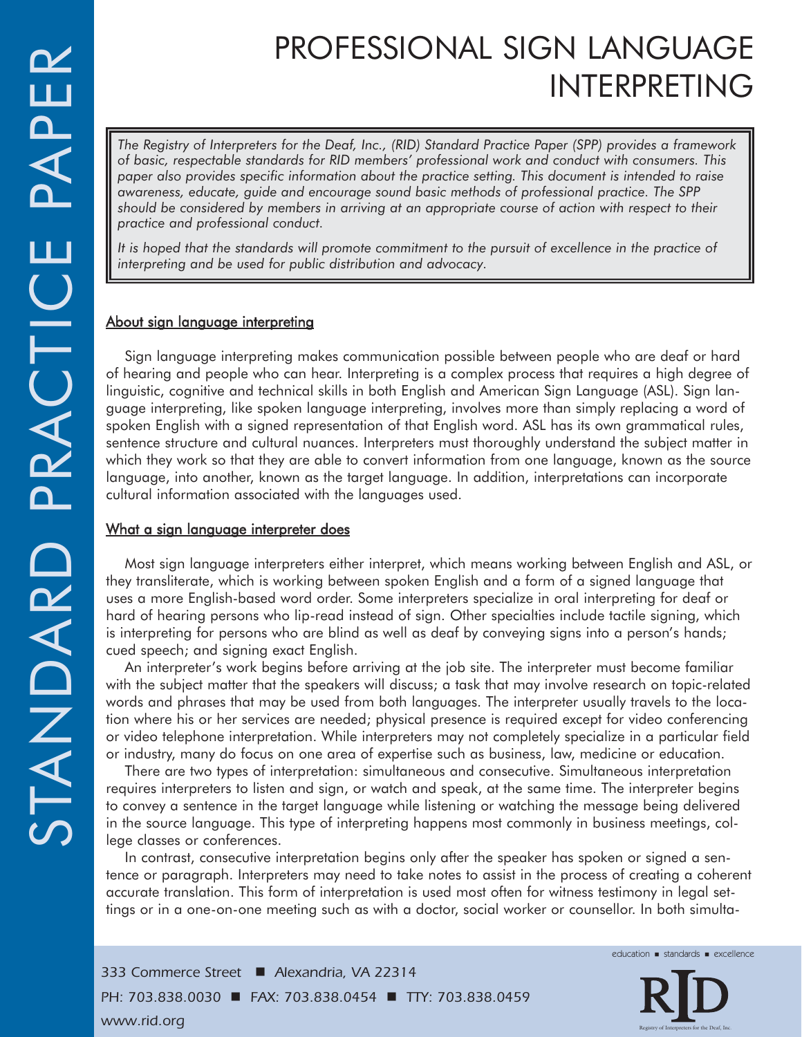# PROFESSIONAL SIGN LANGUAGE INTERPRETING

*The Registry of Interpreters for the Deaf, Inc., (RID) Standard Practice Paper (SPP) provides a framework of basic, respectable standards for RID members' professional work and conduct with consumers. This paper also provides specific information about the practice setting. This document is intended to raise awareness, educate, guide and encourage sound basic methods of professional practice. The SPP should be considered by members in arriving at an appropriate course of action with respect to their practice and professional conduct.*

*It is hoped that the standards will promote commitment to the pursuit of excellence in the practice of interpreting and be used for public distribution and advocacy.*

## About sign language interpreting

Sign language interpreting makes communication possible between people who are deaf or hard of hearing and people who can hear. Interpreting is a complex process that requires a high degree of linguistic, cognitive and technical skills in both English and American Sign Language (ASL). Sign language interpreting, like spoken language interpreting, involves more than simply replacing a word of spoken English with a signed representation of that English word. ASL has its own grammatical rules, sentence structure and cultural nuances. Interpreters must thoroughly understand the subject matter in which they work so that they are able to convert information from one language, known as the source language, into another, known as the target language. In addition, interpretations can incorporate cultural information associated with the languages used.

## What a sign language interpreter does

Most sign language interpreters either interpret, which means working between English and ASL, or they transliterate, which is working between spoken English and a form of a signed language that uses a more English-based word order. Some interpreters specialize in oral interpreting for deaf or hard of hearing persons who lip-read instead of sign. Other specialties include tactile signing, which is interpreting for persons who are blind as well as deaf by conveying signs into a person's hands; cued speech; and signing exact English.

An interpreter's work begins before arriving at the job site. The interpreter must become familiar with the subject matter that the speakers will discuss; a task that may involve research on topic-related words and phrases that may be used from both languages. The interpreter usually travels to the location where his or her services are needed; physical presence is required except for video conferencing or video telephone interpretation. While interpreters may not completely specialize in a particular field or industry, many do focus on one area of expertise such as business, law, medicine or education.

There are two types of interpretation: simultaneous and consecutive. Simultaneous interpretation requires interpreters to listen and sign, or watch and speak, at the same time. The interpreter begins to convey a sentence in the target language while listening or watching the message being delivered in the source language. This type of interpreting happens most commonly in business meetings, college classes or conferences.

In contrast, consecutive interpretation begins only after the speaker has spoken or signed a sentence or paragraph. Interpreters may need to take notes to assist in the process of creating a coherent accurate translation. This form of interpretation is used most often for witness testimony in legal settings or in a one-on-one meeting such as with a doctor, social worker or counsellor. In both simulta-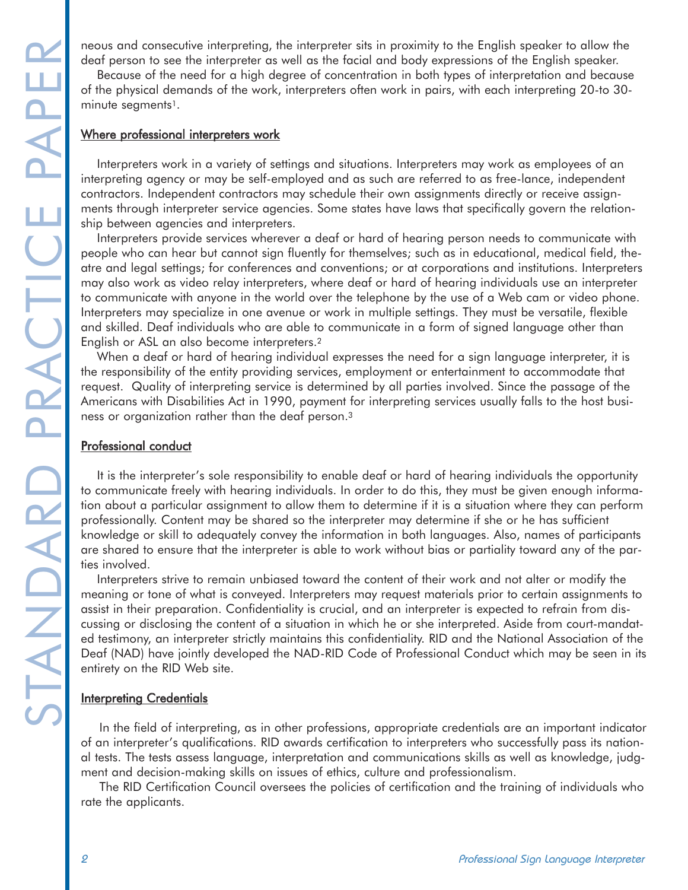neous and consecutive interpreting, the interpreter sits in proximity to the English speaker to allow the deaf person to see the interpreter as well as the facial and body expressions of the English speaker.

Because of the need for a high degree of concentration in both types of interpretation and because of the physical demands of the work, interpreters often work in pairs, with each interpreting 20-to 30-minute segments[1].

## Where professional interpreters work

Interpreters work in a variety of settings and situations. Interpreters may work as employees of an interpreting agency or may be self-employed and as such are referred to as free-lance, independent contractors. Independent contractors may schedule their own assignments directly or receive assignments through interpreter service agencies. Some states have laws that specifically govern the relationship between agencies and interpreters.

Interpreters provide services wherever a deaf or hard of hearing person needs to communicate with people who can hear but cannot sign fluently for themselves; such as in educational, medical field, theatre and legal settings; for conferences and conventions; or at corporations and institutions. Interpreters may also work as video relay interpreters, where deaf or hard of hearing individuals use an interpreter to communicate with anyone in the world over the telephone by the use of a Web cam or video phone. Interpreters may specialize in one avenue or work in multiple settings. They must be versatile, flexible and skilled. Deaf individuals who are able to communicate in a form of signed language other than English or ASL an also become interpreters.[2]

When a deaf or hard of hearing individual expresses the need for a sign language interpreter, it is the responsibility of the entity providing services, employment or entertainment to accommodate that request. Quality of interpreting service is determined by all parties involved. Since the passage of the Americans with Disabilities Act in 1990, payment for interpreting services usually falls to the host business or organization rather than the deaf person.[3]

## Professional conduct

It is the interpreter's sole responsibility to enable deaf or hard of hearing individuals the opportunity to communicate freely with hearing individuals. In order to do this, they must be given enough information about a particular assignment to allow them to determine if it is a situation where they can perform professionally. Content may be shared so the interpreter may determine if she or he has sufficient knowledge or skill to adequately convey the information in both languages. Also, names of participants are shared to ensure that the interpreter is able to work without bias or partiality toward any of the parties involved.

Interpreters strive to remain unbiased toward the content of their work and not alter or modify the meaning or tone of what is conveyed. Interpreters may request materials prior to certain assignments to assist in their preparation. Confidentiality is crucial, and an interpreter is expected to refrain from discussing or disclosing the content of a situation in which he or she interpreted. Aside from court-mandated testimony, an interpreter strictly maintains this confidentiality. RID and the National Association of the Deaf (NAD) have jointly developed the NAD-RID Code of Professional Conduct which may be seen in its entirety on the RID Web site.

## Interpreting Credentials

In the field of interpreting, as in other professions, appropriate credentials are an important indicator of an interpreter's qualifications. RID awards certification to interpreters who successfully pass its national tests. The tests assess language, interpretation and communications skills as well as knowledge, judgment and decision-making skills on issues of ethics, culture and professionalism.

The RID Certification Council oversees the policies of certification and the training of individuals who rate the applicants.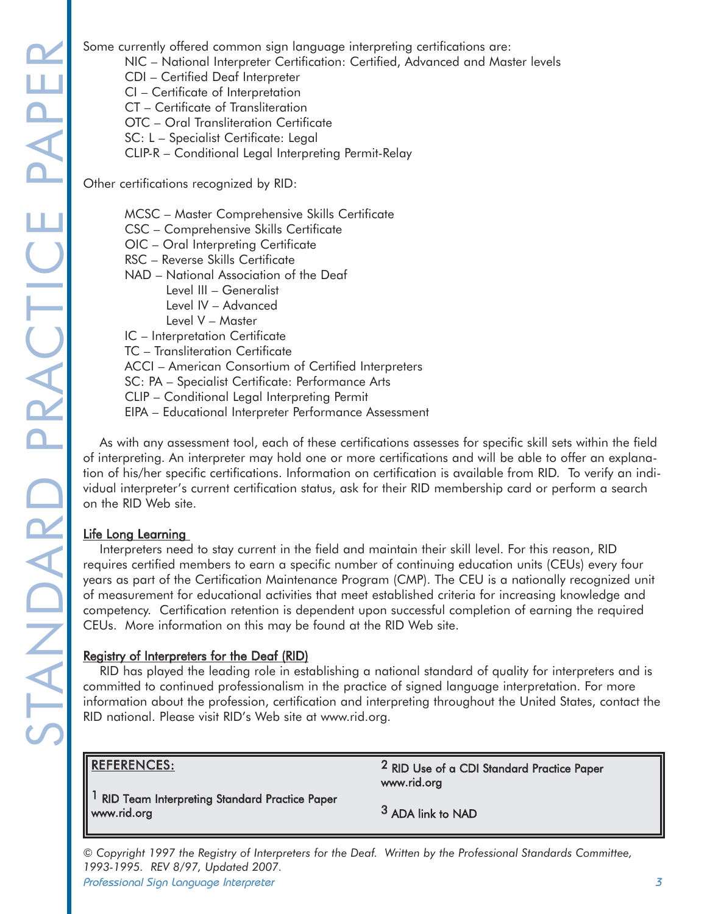Some currently offered common sign language interpreting certifications are:

- NIC – National Interpreter Certification: Certified, Advanced and Master levels
- CDI – Certified Deaf Interpreter
- CI – Certificate of Interpretation
- CT – Certificate of Transliteration
- OTC – Oral Transliteration Certificate
- SC: L – Specialist Certificate: Legal
- CLIP-R – Conditional Legal Interpreting Permit-Relay

Other certifications recognized by RID:

- MCSC – Master Comprehensive Skills Certificate
- CSC – Comprehensive Skills Certificate
- OIC – Oral Interpreting Certificate
- RSC – Reverse Skills Certificate
- NAD – National Association of the Deaf
  - Level III – Generalist
  - Level IV – Advanced
  - Level V – Master
- IC – Interpretation Certificate
- TC – Transliteration Certificate
- ACCI – American Consortium of Certified Interpreters
- SC: PA – Specialist Certificate: Performance Arts
- CLIP – Conditional Legal Interpreting Permit
- EIPA – Educational Interpreter Performance Assessment

As with any assessment tool, each of these certifications assesses for specific skill sets within the field of interpreting. An interpreter may hold one or more certifications and will be able to offer an explanation of his/her specific certifications. Information on certification is available from RID. To verify an individual interpreter's current certification status, ask for their RID membership card or perform a search on the RID Web site.

## Life Long Learning

Interpreters need to stay current in the field and maintain their skill level. For this reason, RID requires certified members to earn a specific number of continuing education units (CEUs) every four years as part of the Certification Maintenance Program (CMP). The CEU is a nationally recognized unit of measurement for educational activities that meet established criteria for increasing knowledge and competency. Certification retention is dependent upon successful completion of earning the required CEUs. More information on this may be found at the RID Web site.

## Registry of Interpreters for the Deaf (RID)

RID has played the leading role in establishing a national standard of quality for interpreters and is committed to continued professionalism in the practice of signed language interpretation. For more information about the profession, certification and interpreting throughout the United States, contact the RID national. Please visit RID's Web site at www.rid.org.

## REFERENCES:

[1] RID Team Interpreting Standard Practice Paper
www.rid.org

[2] RID Use of a CDI Standard Practice Paper
www.rid.org

[3] ADA link to NAD

*© Copyright 1997 the Registry of Interpreters for the Deaf. Written by the Professional Standards Committee, 1993-1995. REV 8/97, Updated 2007.*